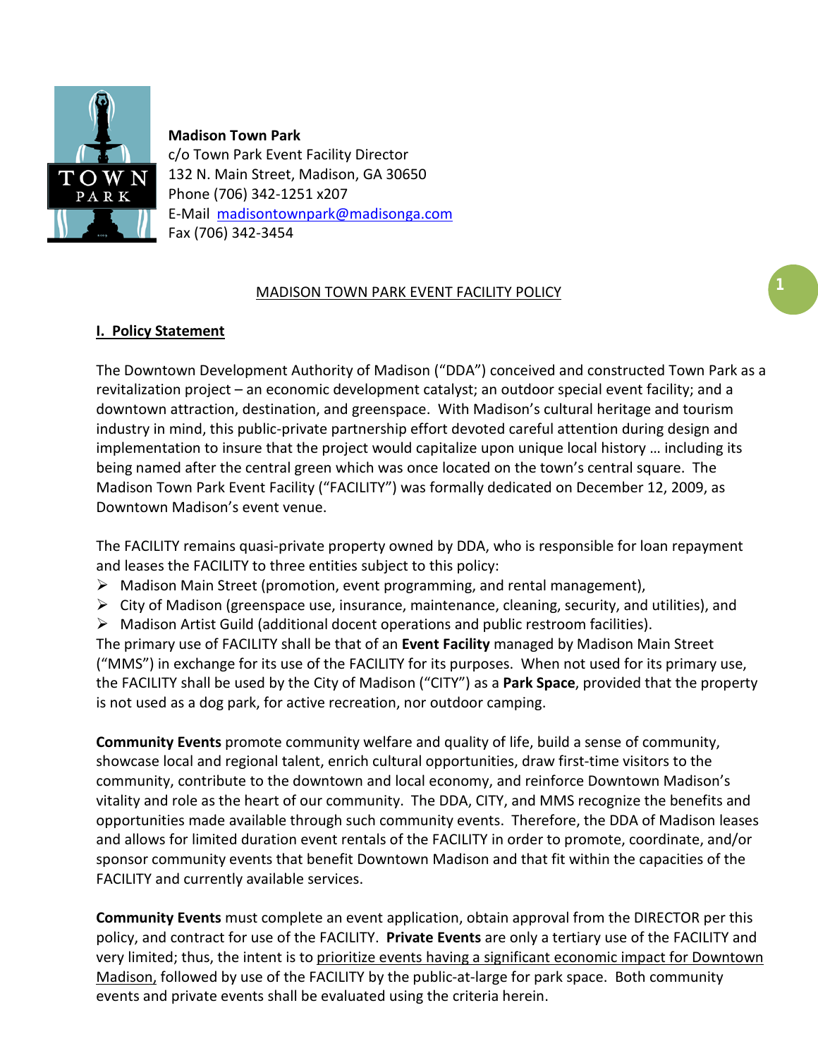**Madison Town Park**
c/o Town Park Event Facility Director
132 N. Main Street, Madison, GA 30650
Phone (706) 342-1251 x207
E-Mail madisontownpark@madisonga.com
Fax (706) 342-3454

# MADISON TOWN PARK EVENT FACILITY POLICY

## I. Policy Statement

The Downtown Development Authority of Madison ("DDA") conceived and constructed Town Park as a revitalization project – an economic development catalyst; an outdoor special event facility; and a downtown attraction, destination, and greenspace. With Madison's cultural heritage and tourism industry in mind, this public-private partnership effort devoted careful attention during design and implementation to insure that the project would capitalize upon unique local history … including its being named after the central green which was once located on the town's central square. The Madison Town Park Event Facility ("FACILITY") was formally dedicated on December 12, 2009, as Downtown Madison's event venue.

The FACILITY remains quasi-private property owned by DDA, who is responsible for loan repayment and leases the FACILITY to three entities subject to this policy:

- Madison Main Street (promotion, event programming, and rental management),
- City of Madison (greenspace use, insurance, maintenance, cleaning, security, and utilities), and
- Madison Artist Guild (additional docent operations and public restroom facilities).

The primary use of FACILITY shall be that of an **Event Facility** managed by Madison Main Street ("MMS") in exchange for its use of the FACILITY for its purposes. When not used for its primary use, the FACILITY shall be used by the City of Madison ("CITY") as a **Park Space**, provided that the property is not used as a dog park, for active recreation, nor outdoor camping.

**Community Events** promote community welfare and quality of life, build a sense of community, showcase local and regional talent, enrich cultural opportunities, draw first-time visitors to the community, contribute to the downtown and local economy, and reinforce Downtown Madison's vitality and role as the heart of our community. The DDA, CITY, and MMS recognize the benefits and opportunities made available through such community events. Therefore, the DDA of Madison leases and allows for limited duration event rentals of the FACILITY in order to promote, coordinate, and/or sponsor community events that benefit Downtown Madison and that fit within the capacities of the FACILITY and currently available services.

**Community Events** must complete an event application, obtain approval from the DIRECTOR per this policy, and contract for use of the FACILITY. **Private Events** are only a tertiary use of the FACILITY and very limited; thus, the intent is to prioritize events having a significant economic impact for Downtown Madison, followed by use of the FACILITY by the public-at-large for park space. Both community events and private events shall be evaluated using the criteria herein.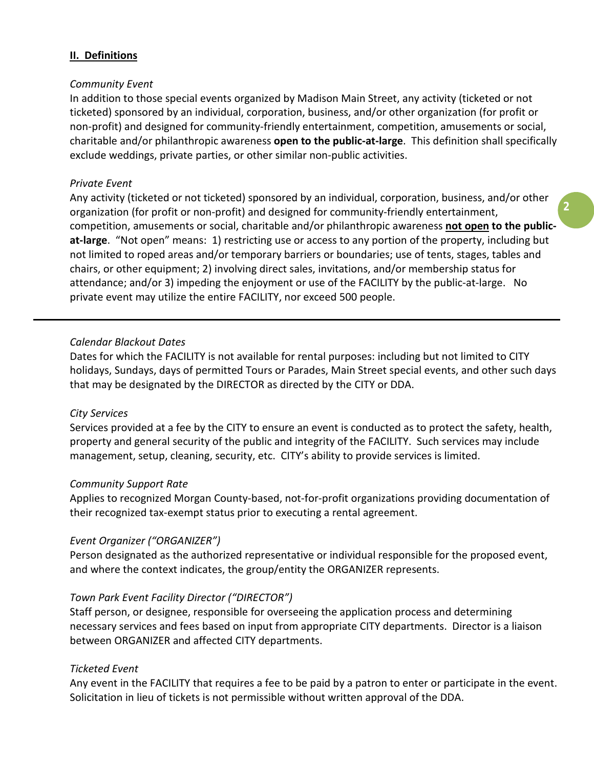## **II. Definitions**

*Community Event*

In addition to those special events organized by Madison Main Street, any activity (ticketed or not ticketed) sponsored by an individual, corporation, business, and/or other organization (for profit or non-profit) and designed for community-friendly entertainment, competition, amusements or social, charitable and/or philanthropic awareness **open to the public-at-large**. This definition shall specifically exclude weddings, private parties, or other similar non-public activities.

*Private Event*

Any activity (ticketed or not ticketed) sponsored by an individual, corporation, business, and/or other organization (for profit or non-profit) and designed for community-friendly entertainment, competition, amusements or social, charitable and/or philanthropic awareness **<u>not open</u> to the public-at-large**. "Not open" means: 1) restricting use or access to any portion of the property, including but not limited to roped areas and/or temporary barriers or boundaries; use of tents, stages, tables and chairs, or other equipment; 2) involving direct sales, invitations, and/or membership status for attendance; and/or 3) impeding the enjoyment or use of the FACILITY by the public-at-large. No private event may utilize the entire FACILITY, nor exceed 500 people.

---

*Calendar Blackout Dates*

Dates for which the FACILITY is not available for rental purposes: including but not limited to CITY holidays, Sundays, days of permitted Tours or Parades, Main Street special events, and other such days that may be designated by the DIRECTOR as directed by the CITY or DDA.

*City Services*

Services provided at a fee by the CITY to ensure an event is conducted as to protect the safety, health, property and general security of the public and integrity of the FACILITY. Such services may include management, setup, cleaning, security, etc. CITY's ability to provide services is limited.

*Community Support Rate*

Applies to recognized Morgan County-based, not-for-profit organizations providing documentation of their recognized tax-exempt status prior to executing a rental agreement.

*Event Organizer ("ORGANIZER")*

Person designated as the authorized representative or individual responsible for the proposed event, and where the context indicates, the group/entity the ORGANIZER represents.

*Town Park Event Facility Director ("DIRECTOR")*

Staff person, or designee, responsible for overseeing the application process and determining necessary services and fees based on input from appropriate CITY departments. Director is a liaison between ORGANIZER and affected CITY departments.

*Ticketed Event*

Any event in the FACILITY that requires a fee to be paid by a patron to enter or participate in the event. Solicitation in lieu of tickets is not permissible without written approval of the DDA.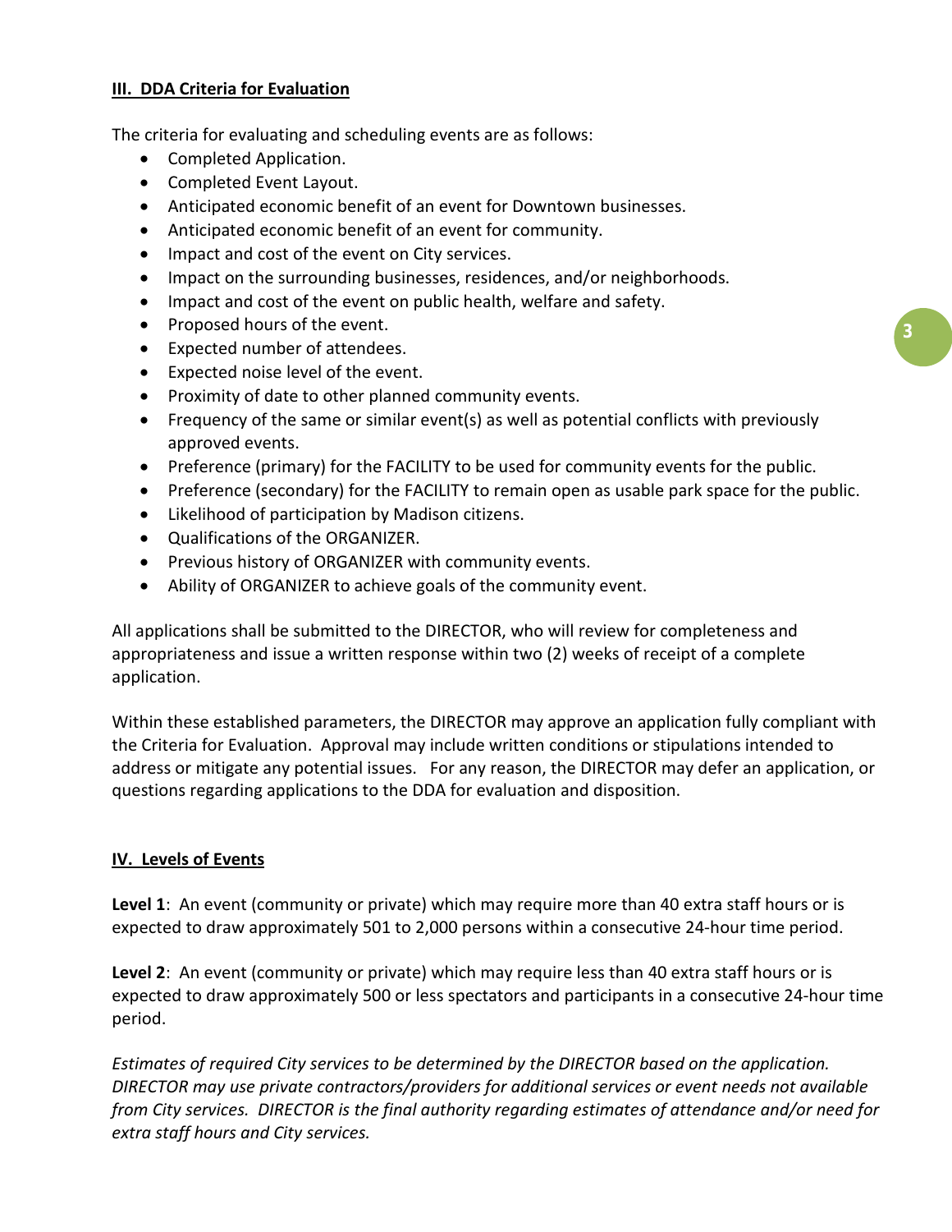## III. DDA Criteria for Evaluation

The criteria for evaluating and scheduling events are as follows:

- Completed Application.
- Completed Event Layout.
- Anticipated economic benefit of an event for Downtown businesses.
- Anticipated economic benefit of an event for community.
- Impact and cost of the event on City services.
- Impact on the surrounding businesses, residences, and/or neighborhoods.
- Impact and cost of the event on public health, welfare and safety.
- Proposed hours of the event.
- Expected number of attendees.
- Expected noise level of the event.
- Proximity of date to other planned community events.
- Frequency of the same or similar event(s) as well as potential conflicts with previously approved events.
- Preference (primary) for the FACILITY to be used for community events for the public.
- Preference (secondary) for the FACILITY to remain open as usable park space for the public.
- Likelihood of participation by Madison citizens.
- Qualifications of the ORGANIZER.
- Previous history of ORGANIZER with community events.
- Ability of ORGANIZER to achieve goals of the community event.

All applications shall be submitted to the DIRECTOR, who will review for completeness and appropriateness and issue a written response within two (2) weeks of receipt of a complete application.

Within these established parameters, the DIRECTOR may approve an application fully compliant with the Criteria for Evaluation. Approval may include written conditions or stipulations intended to address or mitigate any potential issues. For any reason, the DIRECTOR may defer an application, or questions regarding applications to the DDA for evaluation and disposition.

## IV. Levels of Events

**Level 1**: An event (community or private) which may require more than 40 extra staff hours or is expected to draw approximately 501 to 2,000 persons within a consecutive 24-hour time period.

**Level 2**: An event (community or private) which may require less than 40 extra staff hours or is expected to draw approximately 500 or less spectators and participants in a consecutive 24-hour time period.

*Estimates of required City services to be determined by the DIRECTOR based on the application. DIRECTOR may use private contractors/providers for additional services or event needs not available from City services. DIRECTOR is the final authority regarding estimates of attendance and/or need for extra staff hours and City services.*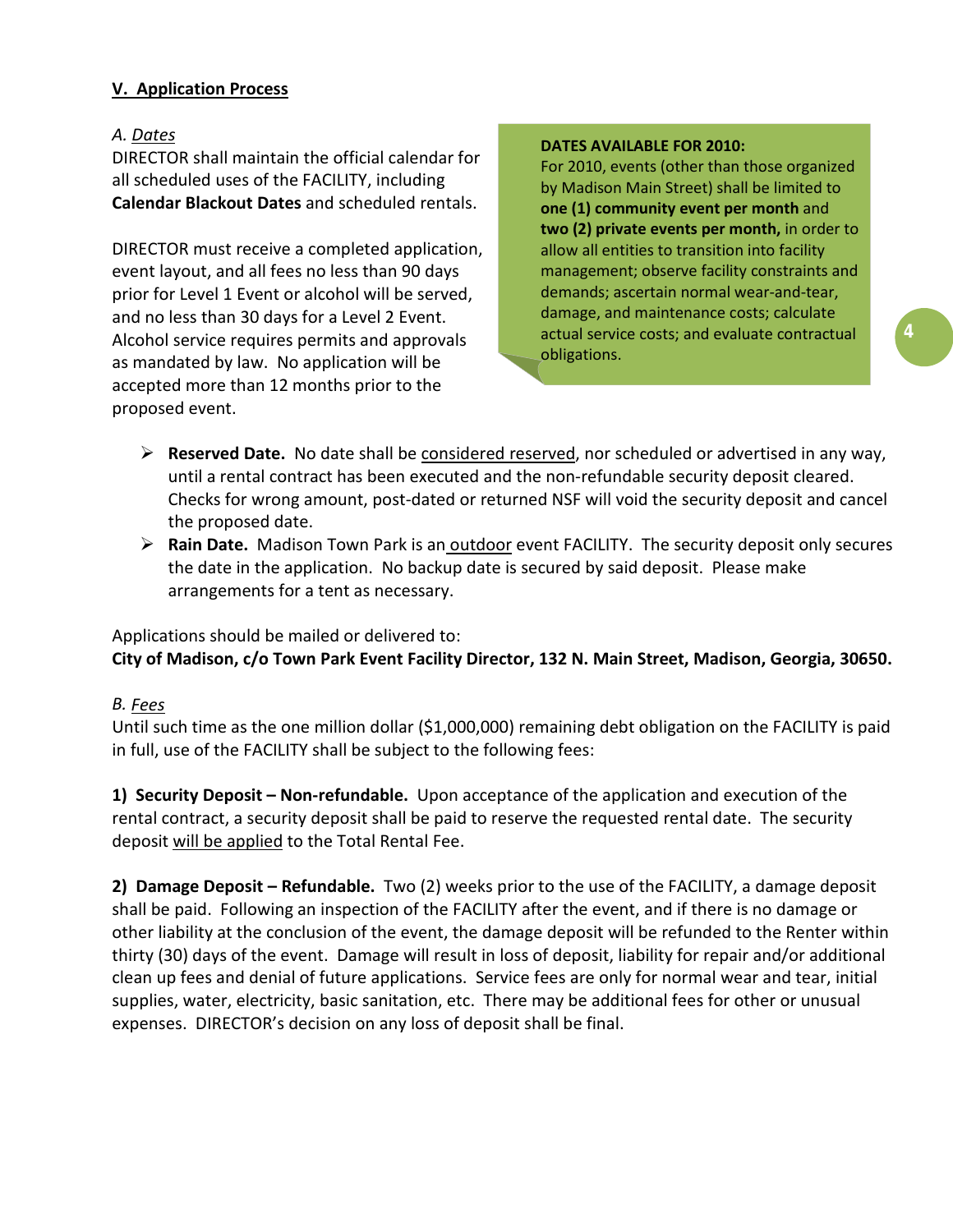## V. Application Process

*A. Dates*

DIRECTOR shall maintain the official calendar for all scheduled uses of the FACILITY, including **Calendar Blackout Dates** and scheduled rentals.

DIRECTOR must receive a completed application, event layout, and all fees no less than 90 days prior for Level 1 Event or alcohol will be served, and no less than 30 days for a Level 2 Event. Alcohol service requires permits and approvals as mandated by law. No application will be accepted more than 12 months prior to the proposed event.

**DATES AVAILABLE FOR 2010:**
For 2010, events (other than those organized by Madison Main Street) shall be limited to **one (1) community event per month** and **two (2) private events per month,** in order to allow all entities to transition into facility management; observe facility constraints and demands; ascertain normal wear-and-tear, damage, and maintenance costs; calculate actual service costs; and evaluate contractual obligations.

- **Reserved Date.** No date shall be considered reserved, nor scheduled or advertised in any way, until a rental contract has been executed and the non-refundable security deposit cleared. Checks for wrong amount, post-dated or returned NSF will void the security deposit and cancel the proposed date.
- **Rain Date.** Madison Town Park is an outdoor event FACILITY. The security deposit only secures the date in the application. No backup date is secured by said deposit. Please make arrangements for a tent as necessary.

Applications should be mailed or delivered to:
**City of Madison, c/o Town Park Event Facility Director, 132 N. Main Street, Madison, Georgia, 30650.**

*B. Fees*

Until such time as the one million dollar ($1,000,000) remaining debt obligation on the FACILITY is paid in full, use of the FACILITY shall be subject to the following fees:

**1) Security Deposit – Non-refundable.** Upon acceptance of the application and execution of the rental contract, a security deposit shall be paid to reserve the requested rental date. The security deposit will be applied to the Total Rental Fee.

**2) Damage Deposit – Refundable.** Two (2) weeks prior to the use of the FACILITY, a damage deposit shall be paid. Following an inspection of the FACILITY after the event, and if there is no damage or other liability at the conclusion of the event, the damage deposit will be refunded to the Renter within thirty (30) days of the event. Damage will result in loss of deposit, liability for repair and/or additional clean up fees and denial of future applications. Service fees are only for normal wear and tear, initial supplies, water, electricity, basic sanitation, etc. There may be additional fees for other or unusual expenses. DIRECTOR's decision on any loss of deposit shall be final.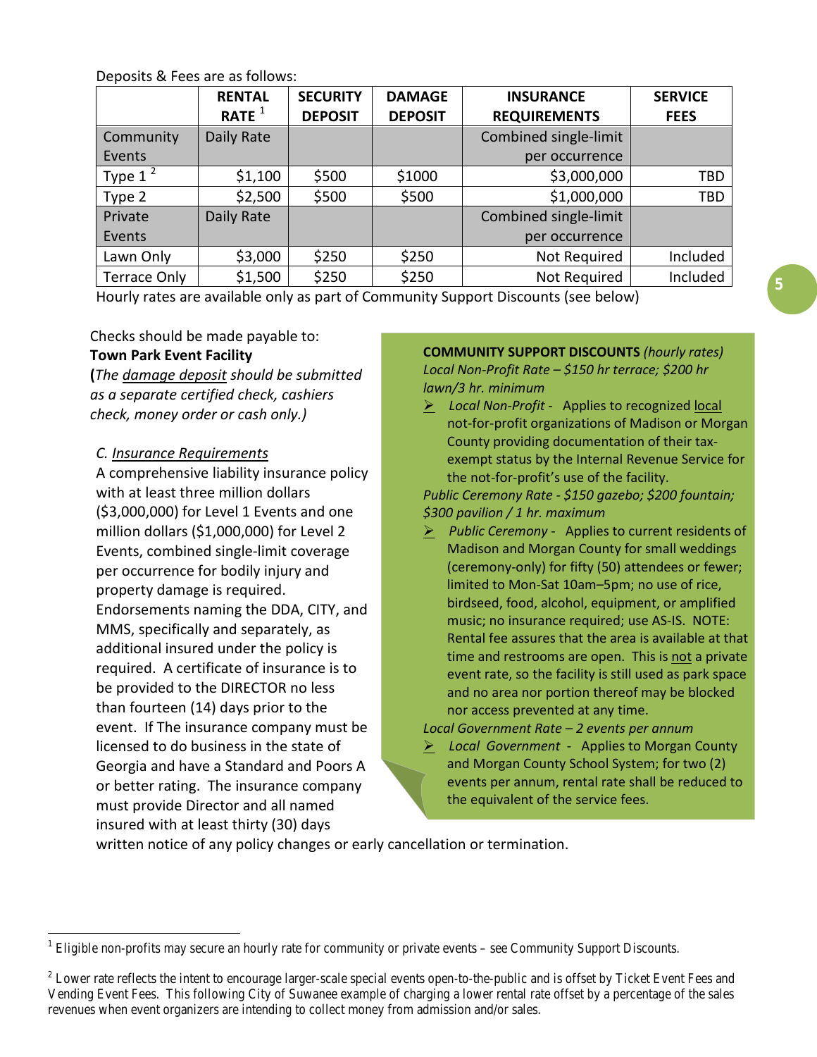Deposits & Fees are as follows:

| | RENTAL RATE [1] | SECURITY DEPOSIT | DAMAGE DEPOSIT | INSURANCE REQUIREMENTS | SERVICE FEES |
|---|---|---|---|---|---|
| Community Events | Daily Rate | | | Combined single-limit per occurrence | |
| Type 1 [2] | $1,100 | $500 | $1000 | $3,000,000 | TBD |
| Type 2 | $2,500 | $500 | $500 | $1,000,000 | TBD |
| Private Events | Daily Rate | | | Combined single-limit per occurrence | |
| Lawn Only | $3,000 | $250 | $250 | Not Required | Included |
| Terrace Only | $1,500 | $250 | $250 | Not Required | Included |

Hourly rates are available only as part of Community Support Discounts (see below)

Checks should be made payable to:
**Town Park Event Facility**
**(***The damage deposit should be submitted as a separate certified check, cashiers check, money order or cash only.)*

C. Insurance Requirements

A comprehensive liability insurance policy with at least three million dollars ($3,000,000) for Level 1 Events and one million dollars ($1,000,000) for Level 2 Events, combined single-limit coverage per occurrence for bodily injury and property damage is required. Endorsements naming the DDA, CITY, and MMS, specifically and separately, as additional insured under the policy is required. A certificate of insurance is to be provided to the DIRECTOR no less than fourteen (14) days prior to the event. If The insurance company must be licensed to do business in the state of Georgia and have a Standard and Poors A or better rating. The insurance company must provide Director and all named insured with at least thirty (30) days written notice of any policy changes or early cancellation or termination.

**COMMUNITY SUPPORT DISCOUNTS** *(hourly rates)*

*Local Non-Profit Rate – $150 hr terrace; $200 hr lawn/3 hr. minimum*

- *Local Non-Profit* - Applies to recognized local not-for-profit organizations of Madison or Morgan County providing documentation of their tax-exempt status by the Internal Revenue Service for the not-for-profit's use of the facility.

*Public Ceremony Rate - $150 gazebo; $200 fountain; $300 pavilion / 1 hr. maximum*

- *Public Ceremony* - Applies to current residents of Madison and Morgan County for small weddings (ceremony-only) for fifty (50) attendees or fewer; limited to Mon-Sat 10am–5pm; no use of rice, birdseed, food, alcohol, equipment, or amplified music; no insurance required; use AS-IS. NOTE: Rental fee assures that the area is available at that time and restrooms are open. This is not a private event rate, so the facility is still used as park space and no area nor portion thereof may be blocked nor access prevented at any time.

*Local Government Rate – 2 events per annum*

- *Local Government* - Applies to Morgan County and Morgan County School System; for two (2) events per annum, rental rate shall be reduced to the equivalent of the service fees.

---

[1] Eligible non-profits may secure an hourly rate for community or private events – see Community Support Discounts.

[2] Lower rate reflects the intent to encourage larger-scale special events open-to-the-public and is offset by Ticket Event Fees and Vending Event Fees. This following City of Suwanee example of charging a lower rental rate offset by a percentage of the sales revenues when event organizers are intending to collect money from admission and/or sales.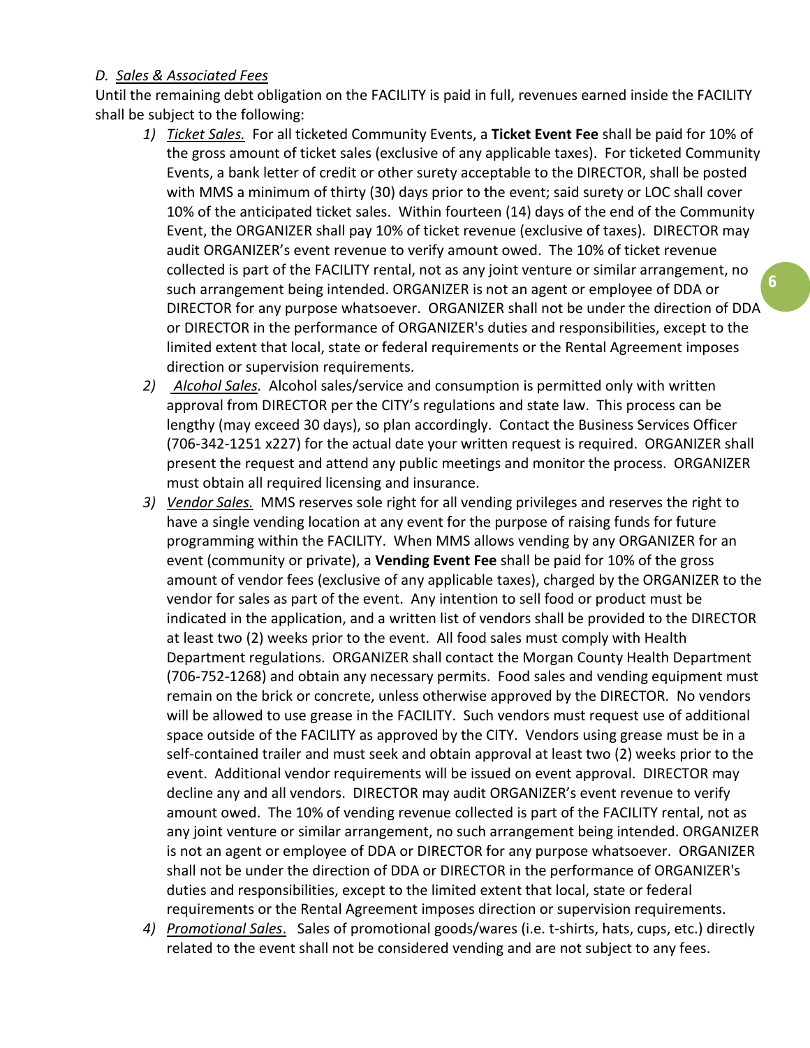*D. Sales & Associated Fees*

Until the remaining debt obligation on the FACILITY is paid in full, revenues earned inside the FACILITY shall be subject to the following:

1) *Ticket Sales.* For all ticketed Community Events, a **Ticket Event Fee** shall be paid for 10% of the gross amount of ticket sales (exclusive of any applicable taxes). For ticketed Community Events, a bank letter of credit or other surety acceptable to the DIRECTOR, shall be posted with MMS a minimum of thirty (30) days prior to the event; said surety or LOC shall cover 10% of the anticipated ticket sales. Within fourteen (14) days of the end of the Community Event, the ORGANIZER shall pay 10% of ticket revenue (exclusive of taxes). DIRECTOR may audit ORGANIZER's event revenue to verify amount owed. The 10% of ticket revenue collected is part of the FACILITY rental, not as any joint venture or similar arrangement, no such arrangement being intended. ORGANIZER is not an agent or employee of DDA or DIRECTOR for any purpose whatsoever. ORGANIZER shall not be under the direction of DDA or DIRECTOR in the performance of ORGANIZER's duties and responsibilities, except to the limited extent that local, state or federal requirements or the Rental Agreement imposes direction or supervision requirements.
2) *Alcohol Sales.* Alcohol sales/service and consumption is permitted only with written approval from DIRECTOR per the CITY's regulations and state law. This process can be lengthy (may exceed 30 days), so plan accordingly. Contact the Business Services Officer (706-342-1251 x227) for the actual date your written request is required. ORGANIZER shall present the request and attend any public meetings and monitor the process. ORGANIZER must obtain all required licensing and insurance.
3) *Vendor Sales.* MMS reserves sole right for all vending privileges and reserves the right to have a single vending location at any event for the purpose of raising funds for future programming within the FACILITY. When MMS allows vending by any ORGANIZER for an event (community or private), a **Vending Event Fee** shall be paid for 10% of the gross amount of vendor fees (exclusive of any applicable taxes), charged by the ORGANIZER to the vendor for sales as part of the event. Any intention to sell food or product must be indicated in the application, and a written list of vendors shall be provided to the DIRECTOR at least two (2) weeks prior to the event. All food sales must comply with Health Department regulations. ORGANIZER shall contact the Morgan County Health Department (706-752-1268) and obtain any necessary permits. Food sales and vending equipment must remain on the brick or concrete, unless otherwise approved by the DIRECTOR. No vendors will be allowed to use grease in the FACILITY. Such vendors must request use of additional space outside of the FACILITY as approved by the CITY. Vendors using grease must be in a self-contained trailer and must seek and obtain approval at least two (2) weeks prior to the event. Additional vendor requirements will be issued on event approval. DIRECTOR may decline any and all vendors. DIRECTOR may audit ORGANIZER's event revenue to verify amount owed. The 10% of vending revenue collected is part of the FACILITY rental, not as any joint venture or similar arrangement, no such arrangement being intended. ORGANIZER is not an agent or employee of DDA or DIRECTOR for any purpose whatsoever. ORGANIZER shall not be under the direction of DDA or DIRECTOR in the performance of ORGANIZER's duties and responsibilities, except to the limited extent that local, state or federal requirements or the Rental Agreement imposes direction or supervision requirements.
4) *Promotional Sales*. Sales of promotional goods/wares (i.e. t-shirts, hats, cups, etc.) directly related to the event shall not be considered vending and are not subject to any fees.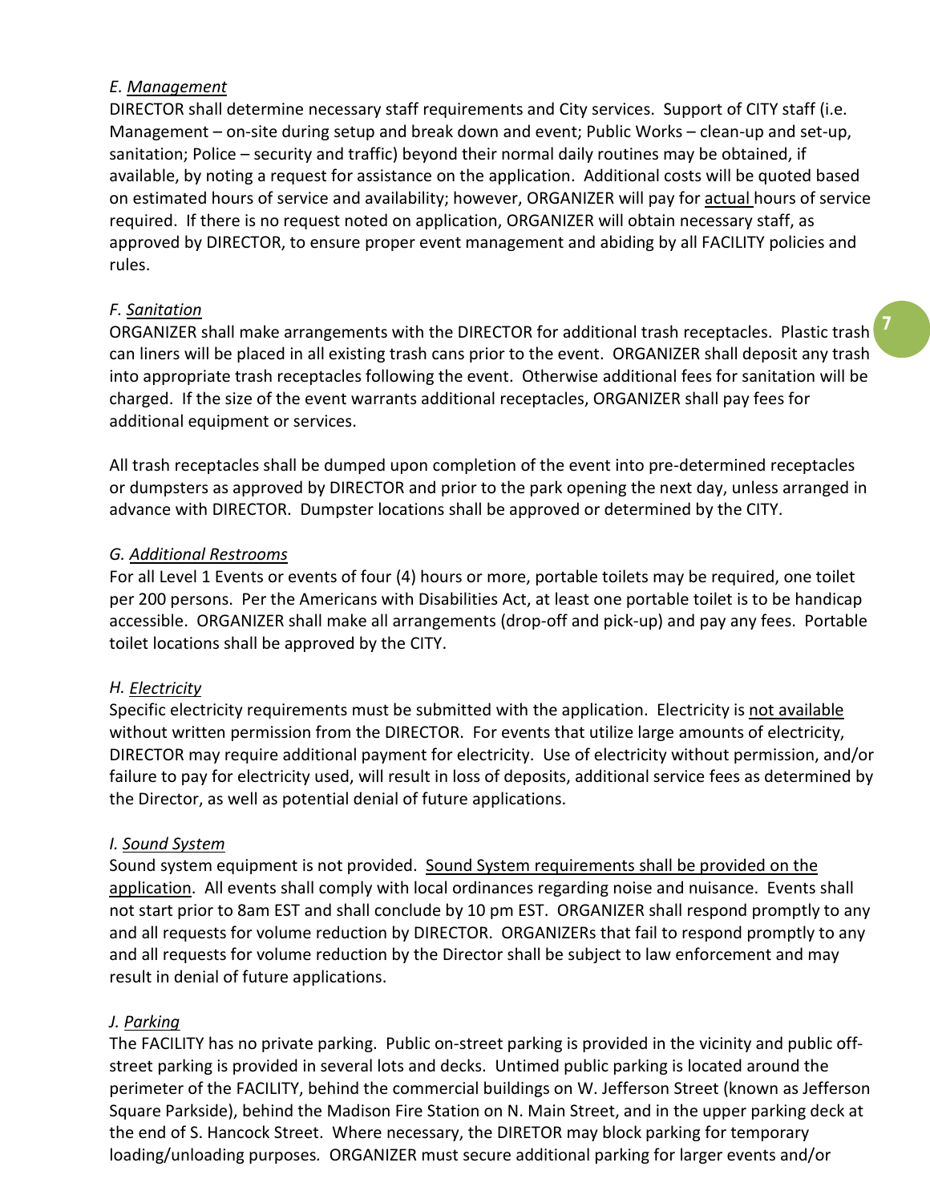*E. Management*

DIRECTOR shall determine necessary staff requirements and City services. Support of CITY staff (i.e. Management – on-site during setup and break down and event; Public Works – clean-up and set-up, sanitation; Police – security and traffic) beyond their normal daily routines may be obtained, if available, by noting a request for assistance on the application. Additional costs will be quoted based on estimated hours of service and availability; however, ORGANIZER will pay for actual hours of service required. If there is no request noted on application, ORGANIZER will obtain necessary staff, as approved by DIRECTOR, to ensure proper event management and abiding by all FACILITY policies and rules.

*F. Sanitation*

ORGANIZER shall make arrangements with the DIRECTOR for additional trash receptacles. Plastic trash can liners will be placed in all existing trash cans prior to the event. ORGANIZER shall deposit any trash into appropriate trash receptacles following the event. Otherwise additional fees for sanitation will be charged. If the size of the event warrants additional receptacles, ORGANIZER shall pay fees for additional equipment or services.

All trash receptacles shall be dumped upon completion of the event into pre-determined receptacles or dumpsters as approved by DIRECTOR and prior to the park opening the next day, unless arranged in advance with DIRECTOR. Dumpster locations shall be approved or determined by the CITY.

*G. Additional Restrooms*

For all Level 1 Events or events of four (4) hours or more, portable toilets may be required, one toilet per 200 persons. Per the Americans with Disabilities Act, at least one portable toilet is to be handicap accessible. ORGANIZER shall make all arrangements (drop-off and pick-up) and pay any fees. Portable toilet locations shall be approved by the CITY.

*H. Electricity*

Specific electricity requirements must be submitted with the application. Electricity is not available without written permission from the DIRECTOR. For events that utilize large amounts of electricity, DIRECTOR may require additional payment for electricity. Use of electricity without permission, and/or failure to pay for electricity used, will result in loss of deposits, additional service fees as determined by the Director, as well as potential denial of future applications.

*I. Sound System*

Sound system equipment is not provided. Sound System requirements shall be provided on the application. All events shall comply with local ordinances regarding noise and nuisance. Events shall not start prior to 8am EST and shall conclude by 10 pm EST. ORGANIZER shall respond promptly to any and all requests for volume reduction by DIRECTOR. ORGANIZERs that fail to respond promptly to any and all requests for volume reduction by the Director shall be subject to law enforcement and may result in denial of future applications.

*J. Parking*

The FACILITY has no private parking. Public on-street parking is provided in the vicinity and public off-street parking is provided in several lots and decks. Untimed public parking is located around the perimeter of the FACILITY, behind the commercial buildings on W. Jefferson Street (known as Jefferson Square Parkside), behind the Madison Fire Station on N. Main Street, and in the upper parking deck at the end of S. Hancock Street. Where necessary, the DIRETOR may block parking for temporary loading/unloading purposes. ORGANIZER must secure additional parking for larger events and/or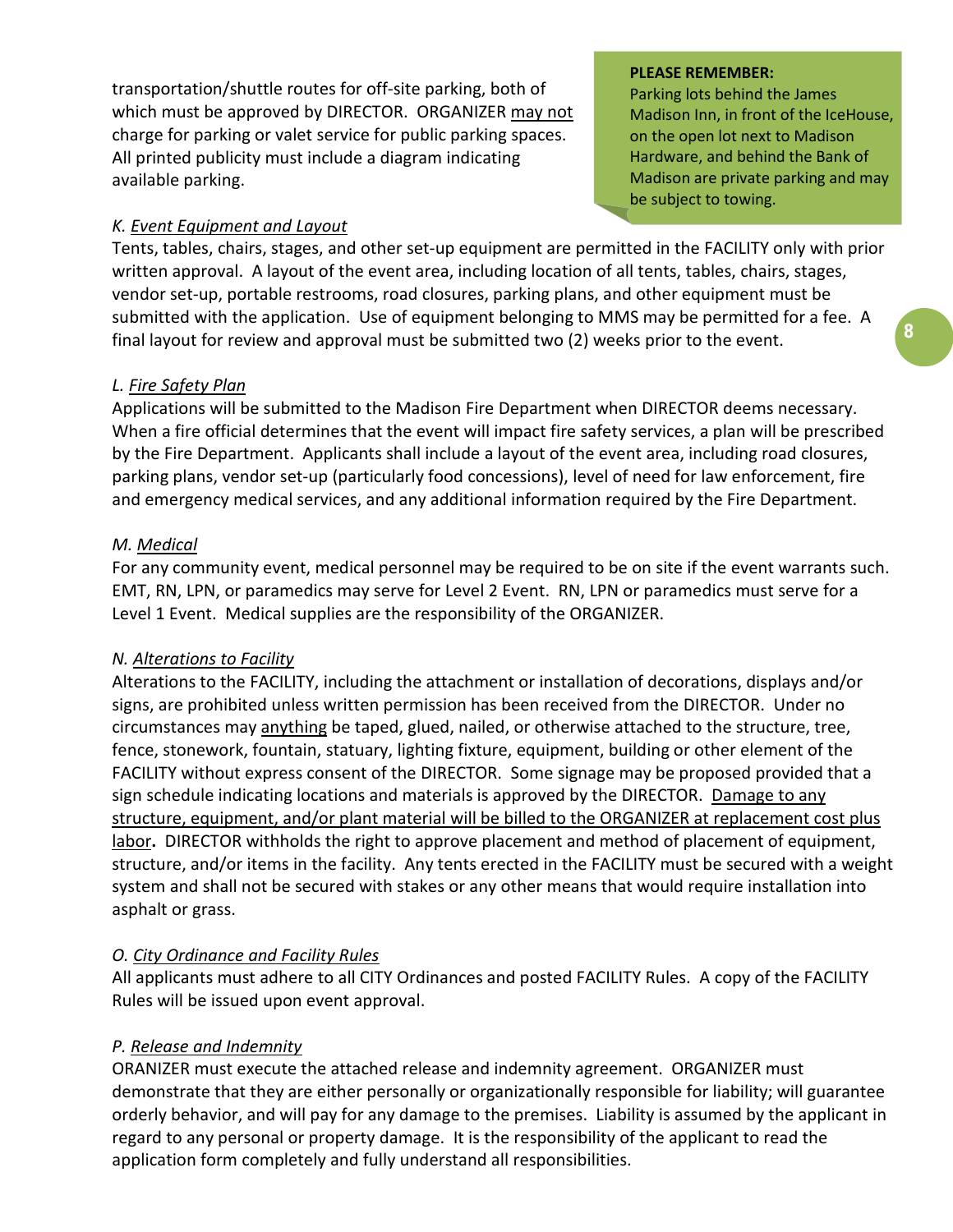transportation/shuttle routes for off-site parking, both of which must be approved by DIRECTOR. ORGANIZER <u>may not</u> charge for parking or valet service for public parking spaces. All printed publicity must include a diagram indicating available parking.

> **PLEASE REMEMBER:**
> Parking lots behind the James Madison Inn, in front of the IceHouse, on the open lot next to Madison Hardware, and behind the Bank of Madison are private parking and may be subject to towing.

*K. <u>Event Equipment and Layout</u>*

Tents, tables, chairs, stages, and other set-up equipment are permitted in the FACILITY only with prior written approval. A layout of the event area, including location of all tents, tables, chairs, stages, vendor set-up, portable restrooms, road closures, parking plans, and other equipment must be submitted with the application. Use of equipment belonging to MMS may be permitted for a fee. A final layout for review and approval must be submitted two (2) weeks prior to the event.

*L. <u>Fire Safety Plan</u>*

Applications will be submitted to the Madison Fire Department when DIRECTOR deems necessary. When a fire official determines that the event will impact fire safety services, a plan will be prescribed by the Fire Department. Applicants shall include a layout of the event area, including road closures, parking plans, vendor set-up (particularly food concessions), level of need for law enforcement, fire and emergency medical services, and any additional information required by the Fire Department.

*M. <u>Medical</u>*

For any community event, medical personnel may be required to be on site if the event warrants such. EMT, RN, LPN, or paramedics may serve for Level 2 Event. RN, LPN or paramedics must serve for a Level 1 Event. Medical supplies are the responsibility of the ORGANIZER.

*N. <u>Alterations to Facility</u>*

Alterations to the FACILITY, including the attachment or installation of decorations, displays and/or signs, are prohibited unless written permission has been received from the DIRECTOR. Under no circumstances may <u>anything</u> be taped, glued, nailed, or otherwise attached to the structure, tree, fence, stonework, fountain, statuary, lighting fixture, equipment, building or other element of the FACILITY without express consent of the DIRECTOR. Some signage may be proposed provided that a sign schedule indicating locations and materials is approved by the DIRECTOR. <u>Damage to any structure, equipment, and/or plant material will be billed to the ORGANIZER at replacement cost plus labor</u>**.** DIRECTOR withholds the right to approve placement and method of placement of equipment, structure, and/or items in the facility. Any tents erected in the FACILITY must be secured with a weight system and shall not be secured with stakes or any other means that would require installation into asphalt or grass.

*O. <u>City Ordinance and Facility Rules</u>*

All applicants must adhere to all CITY Ordinances and posted FACILITY Rules. A copy of the FACILITY Rules will be issued upon event approval.

*P. <u>Release and Indemnity</u>*

ORANIZER must execute the attached release and indemnity agreement. ORGANIZER must demonstrate that they are either personally or organizationally responsible for liability; will guarantee orderly behavior, and will pay for any damage to the premises. Liability is assumed by the applicant in regard to any personal or property damage. It is the responsibility of the applicant to read the application form completely and fully understand all responsibilities.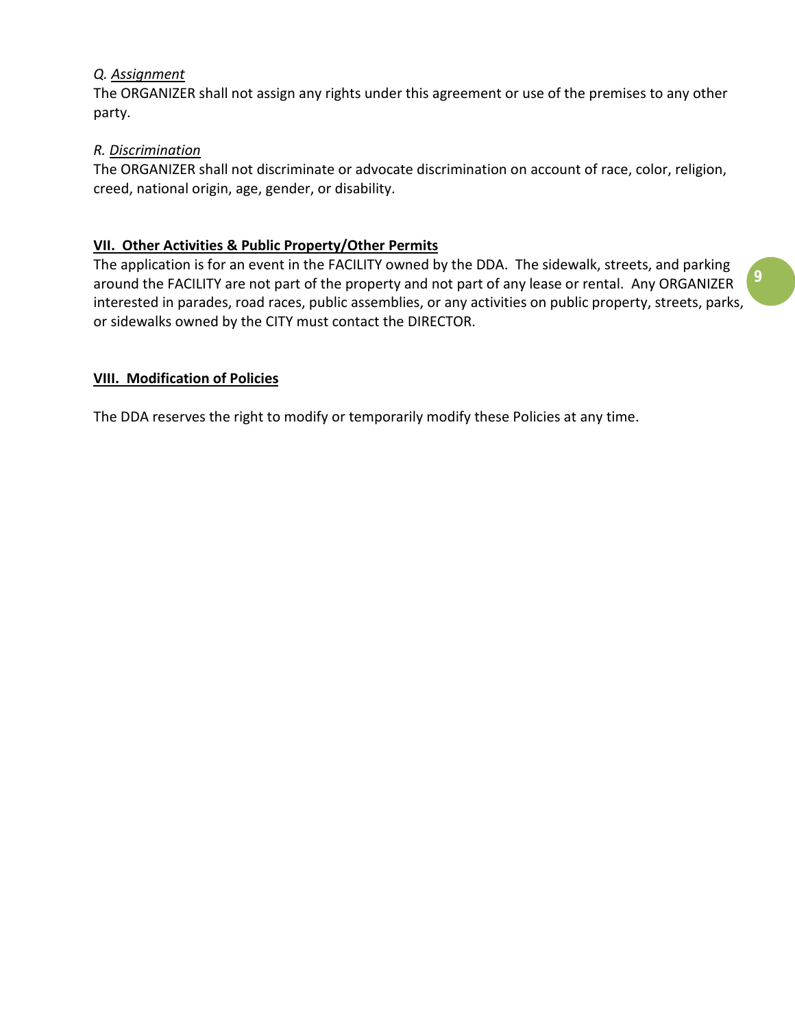*Q. Assignment*

The ORGANIZER shall not assign any rights under this agreement or use of the premises to any other party.

*R. Discrimination*

The ORGANIZER shall not discriminate or advocate discrimination on account of race, color, religion, creed, national origin, age, gender, or disability.

## VII. Other Activities & Public Property/Other Permits

The application is for an event in the FACILITY owned by the DDA. The sidewalk, streets, and parking around the FACILITY are not part of the property and not part of any lease or rental. Any ORGANIZER interested in parades, road races, public assemblies, or any activities on public property, streets, parks, or sidewalks owned by the CITY must contact the DIRECTOR.

## VIII. Modification of Policies

The DDA reserves the right to modify or temporarily modify these Policies at any time.